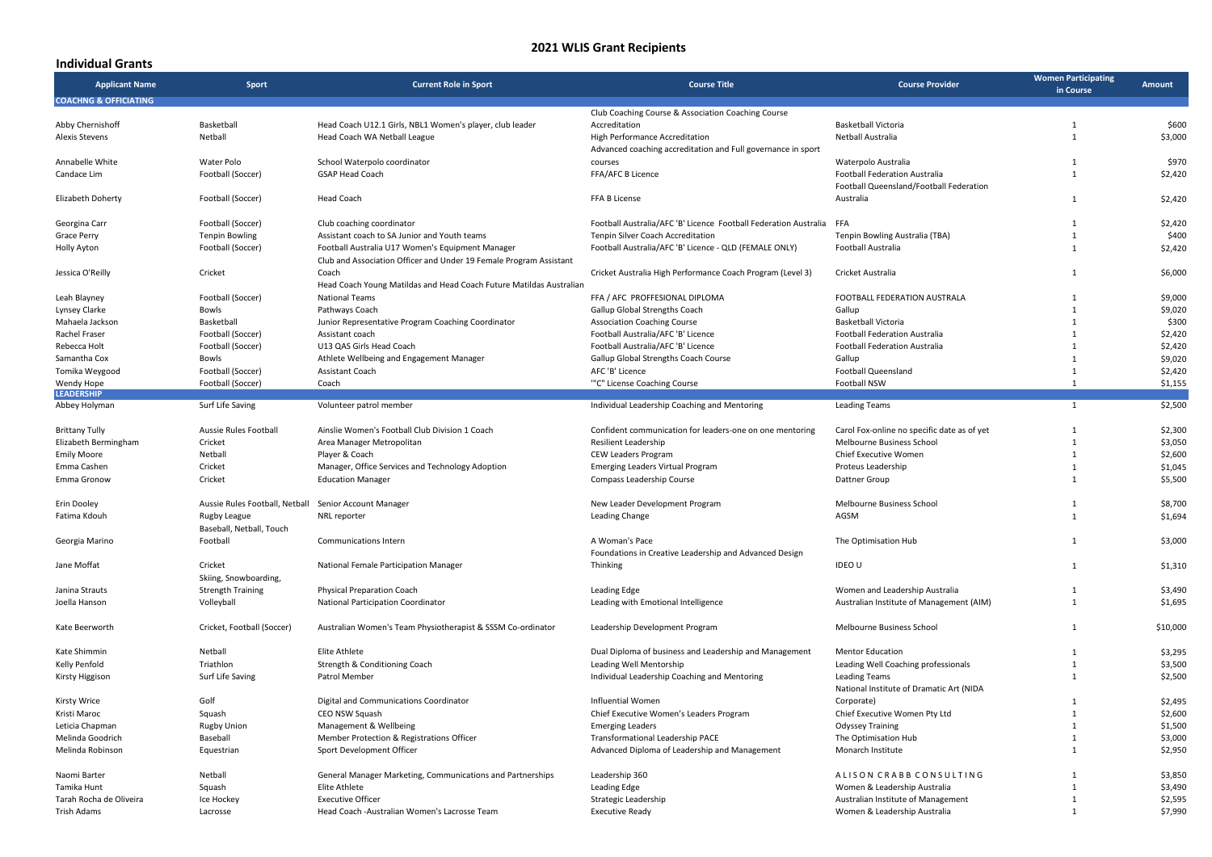# 2021 WLIS Grant Recipients

## Individual Grants

| Applicant Name | Sport | Current Role in Sport | Course Title | Course Provider | Women Participating in Course | Amount |
|---|---|---|---|---|---|---|
| **COACHNG & OFFICIATING** | | | | | | |
| Abby Chernishoff | Basketball | Head Coach U12.1 Girls, NBL1 Women's player, club leader | Club Coaching Course & Association Coaching Course Accreditation | Basketball Victoria | 1 | $600 |
| Alexis Stevens | Netball | Head Coach WA Netball League | High Performance Accreditation | Netball Australia | 1 | $3,000 |
| Annabelle White | Water Polo | School Waterpolo coordinator | Advanced coaching accreditation and Full governance in sport courses | Waterpolo Australia | 1 | $970 |
| Candace Lim | Football (Soccer) | GSAP Head Coach | FFA/AFC B Licence | Football Federation Australia | 1 | $2,420 |
| Elizabeth Doherty | Football (Soccer) | Head Coach | FFA B License | Football Queensland/Football Federation Australia | 1 | $2,420 |
| Georgina Carr | Football (Soccer) | Club coaching coordinator | Football Australia/AFC 'B' Licence Football Federation Australia | FFA | 1 | $2,420 |
| Grace Perry | Tenpin Bowling | Assistant coach to SA Junior and Youth teams | Tenpin Silver Coach Accreditation | Tenpin Bowling Australia (TBA) | 1 | $400 |
| Holly Ayton | Football (Soccer) | Football Australia U17 Women's Equipment Manager | Football Australia/AFC 'B' Licence - QLD (FEMALE ONLY) | Football Australia | 1 | $2,420 |
| Jessica O'Reilly | Cricket | Club and Association Officer and Under 19 Female Program Assistant Coach | Cricket Australia High Performance Coach Program (Level 3) | Cricket Australia | 1 | $6,000 |
| Leah Blayney | Football (Soccer) | Head Coach Young Matildas and Head Coach Future Matildas Australian National Teams | FFA / AFC PROFFESIONAL DIPLOMA | FOOTBALL FEDERATION AUSTRALA | 1 | $9,000 |
| Lynsey Clarke | Bowls | Pathways Coach | Gallup Global Strengths Coach | Gallup | 1 | $9,020 |
| Mahaela Jackson | Basketball | Junior Representative Program Coaching Coordinator | Association Coaching Course | Basketball Victoria | 1 | $300 |
| Rachel Fraser | Football (Soccer) | Assistant coach | Football Australia/AFC 'B' Licence | Football Federation Australia | 1 | $2,420 |
| Rebecca Holt | Football (Soccer) | U13 QAS Girls Head Coach | Football Australia/AFC 'B' Licence | Football Federation Australia | 1 | $2,420 |
| Samantha Cox | Bowls | Athlete Wellbeing and Engagement Manager | Gallup Global Strengths Coach Course | Gallup | 1 | $9,020 |
| Tomika Weygood | Football (Soccer) | Assistant Coach | AFC 'B' Licence | Football Queensland | 1 | $2,420 |
| Wendy Hope | Football (Soccer) | Coach | '"C" License Coaching Course | Football NSW | 1 | $1,155 |
| **LEADERSHIP** | | | | | | |
| Abbey Holyman | Surf Life Saving | Volunteer patrol member | Individual Leadership Coaching and Mentoring | Leading Teams | 1 | $2,500 |
| Brittany Tully | Aussie Rules Football | Ainslie Women's Football Club Division 1 Coach | Confident communication for leaders-one on one mentoring | Carol Fox-online no specific date as of yet | 1 | $2,300 |
| Elizabeth Bermingham | Cricket | Area Manager Metropolitan | Resilient Leadership | Melbourne Business School | 1 | $3,050 |
| Emily Moore | Netball | Player & Coach | CEW Leaders Program | Chief Executive Women | 1 | $2,600 |
| Emma Cashen | Cricket | Manager, Office Services and Technology Adoption | Emerging Leaders Virtual Program | Proteus Leadership | 1 | $1,045 |
| Emma Gronow | Cricket | Education Manager | Compass Leadership Course | Dattner Group | 1 | $5,500 |
| Erin Dooley | Aussie Rules Football, Netball | Senior Account Manager | New Leader Development Program | Melbourne Business School | 1 | $8,700 |
| Fatima Kdouh | Rugby League | NRL reporter | Leading Change | AGSM | 1 | $1,694 |
| Georgia Marino | Baseball, Netball, Touch Football | Communications Intern | A Woman's Pace | The Optimisation Hub | 1 | $3,000 |
| Jane Moffat | Cricket | National Female Participation Manager | Foundations in Creative Leadership and Advanced Design Thinking | IDEO U | 1 | $1,310 |
| Janina Strauts | Skiing, Snowboarding, Strength Training | Physical Preparation Coach | Leading Edge | Women and Leadership Australia | 1 | $3,490 |
| Joella Hanson | Volleyball | National Participation Coordinator | Leading with Emotional Intelligence | Australian Institute of Management (AIM) | 1 | $1,695 |
| Kate Beerworth | Cricket, Football (Soccer) | Australian Women's Team Physiotherapist & SSSM Co-ordinator | Leadership Development Program | Melbourne Business School | 1 | $10,000 |
| Kate Shimmin | Netball | Elite Athlete | Dual Diploma of business and Leadership and Management | Mentor Education | 1 | $3,295 |
| Kelly Penfold | Triathlon | Strength & Conditioning Coach | Leading Well Mentorship | Leading Well Coaching professionals | 1 | $3,500 |
| Kirsty Higgison | Surf Life Saving | Patrol Member | Individual Leadership Coaching and Mentoring | Leading Teams | 1 | $2,500 |
| Kirsty Wrice | Golf | Digital and Communications Coordinator | Influential Women | National Institute of Dramatic Art (NIDA Corporate) | 1 | $2,495 |
| Kristi Maroc | Squash | CEO NSW Squash | Chief Executive Women's Leaders Program | Chief Executive Women Pty Ltd | 1 | $2,600 |
| Leticia Chapman | Rugby Union | Management & Wellbeing | Emerging Leaders | Odyssey Training | 1 | $1,500 |
| Melinda Goodrich | Baseball | Member Protection & Registrations Officer | Transformational Leadership PACE | The Optimisation Hub | 1 | $3,000 |
| Melinda Robinson | Equestrian | Sport Development Officer | Advanced Diploma of Leadership and Management | Monarch Institute | 1 | $2,950 |
| Naomi Barter | Netball | General Manager Marketing, Communications and Partnerships | Leadership 360 | ALISON CRABB CONSULTING | 1 | $3,850 |
| Tamika Hunt | Squash | Elite Athlete | Leading Edge | Women & Leadership Australia | 1 | $3,490 |
| Tarah Rocha de Oliveira | Ice Hockey | Executive Officer | Strategic Leadership | Australian Institute of Management | 1 | $2,595 |
| Trish Adams | Lacrosse | Head Coach -Australian Women's Lacrosse Team | Executive Ready | Women & Leadership Australia | 1 | $7,990 |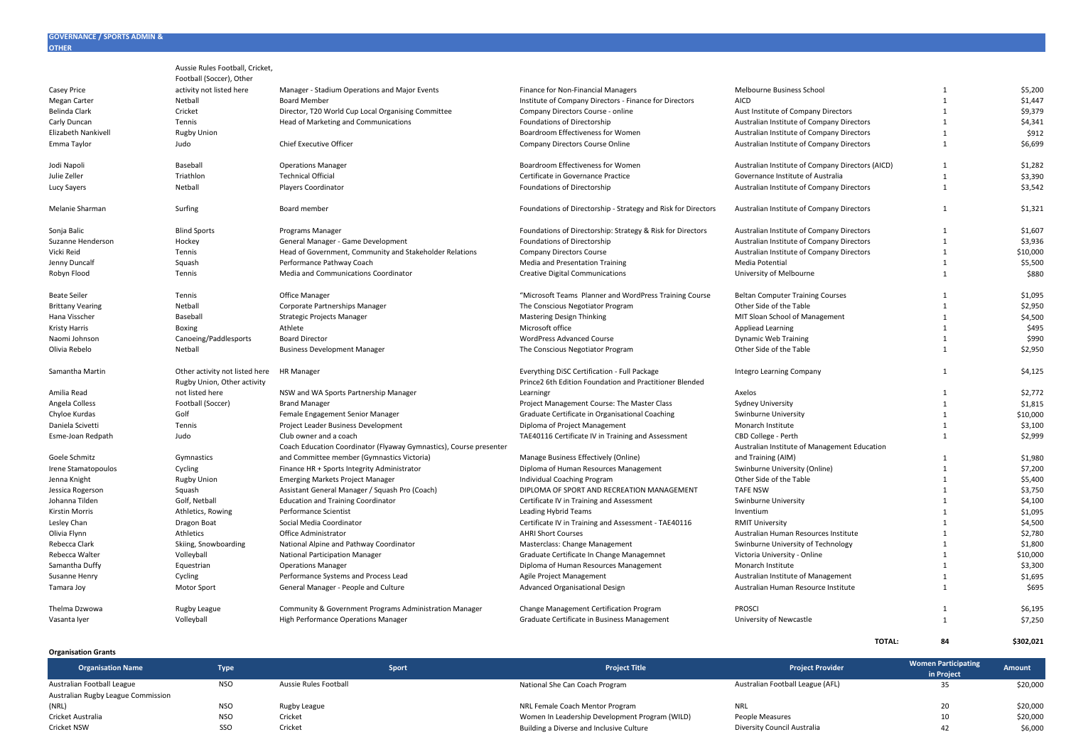## GOVERNANCE / SPORTS ADMIN & OTHER

| Name | Sport | Position | Course | Provider | Number | Amount |
|---|---|---|---|---|---|---|
| Casey Price | Aussie Rules Football, Cricket, Football (Soccer), Other activity not listed here | Manager - Stadium Operations and Major Events | Finance for Non-Financial Managers | Melbourne Business School | 1 | $5,200 |
| Megan Carter | Netball | Board Member | Institute of Company Directors - Finance for Directors | AICD | 1 | $1,447 |
| Belinda Clark | Cricket | Director, T20 World Cup Local Organising Committee | Company Directors Course - online | Aust Institute of Company Directors | 1 | $9,379 |
| Carly Duncan | Tennis | Head of Marketing and Communications | Foundations of Directorship | Australian Institute of Company Directors | 1 | $4,341 |
| Elizabeth Nankivell | Rugby Union | | Boardroom Effectiveness for Women | Australian Institute of Company Directors | 1 | $912 |
| Emma Taylor | Judo | Chief Executive Officer | Company Directors Course Online | Australian Institute of Company Directors | 1 | $6,699 |
| Jodi Napoli | Baseball | Operations Manager | Boardroom Effectiveness for Women | Australian Institute of Company Directors (AICD) | 1 | $1,282 |
| Julie Zeller | Triathlon | Technical Official | Certificate in Governance Practice | Governance Institute of Australia | 1 | $3,390 |
| Lucy Sayers | Netball | Players Coordinator | Foundations of Directorship | Australian Institute of Company Directors | 1 | $3,542 |
| Melanie Sharman | Surfing | Board member | Foundations of Directorship - Strategy and Risk for Directors | Australian Institute of Company Directors | 1 | $1,321 |
| Sonja Balic | Blind Sports | Programs Manager | Foundations of Directorship: Strategy & Risk for Directors | Australian Institute of Company Directors | 1 | $1,607 |
| Suzanne Henderson | Hockey | General Manager - Game Development | Foundations of Directorship | Australian Institute of Company Directors | 1 | $3,936 |
| Vicki Reid | Tennis | Head of Government, Community and Stakeholder Relations | Company Directors Course | Australian Institute of Company Directors | 1 | $10,000 |
| Jenny Duncalf | Squash | Performance Pathway Coach | Media and Presentation Training | Media Potential | 1 | $5,500 |
| Robyn Flood | Tennis | Media and Communications Coordinator | Creative Digital Communications | University of Melbourne | 1 | $880 |
| Beate Seiler | Tennis | Office Manager | "Microsoft Teams Planner and WordPress Training Course | Beltan Computer Training Courses | 1 | $1,095 |
| Brittany Vearing | Netball | Corporate Partnerships Manager | The Conscious Negotiator Program | Other Side of the Table | 1 | $2,950 |
| Hana Visscher | Baseball | Strategic Projects Manager | Mastering Design Thinking | MIT Sloan School of Management | 1 | $4,500 |
| Kristy Harris | Boxing | Athlete | Microsoft office | Appliead Learning | 1 | $495 |
| Naomi Johnson | Canoeing/Paddlesports | Board Director | WordPress Advanced Course | Dynamic Web Training | 1 | $990 |
| Olivia Rebelo | Netball | Business Development Manager | The Conscious Negotiator Program | Other Side of the Table | 1 | $2,950 |
| Samantha Martin | Other activity not listed here | HR Manager | Everything DiSC Certification - Full Package | Integro Learning Company | 1 | $4,125 |
| Amilia Read | Rugby Union, Other activity not listed here | NSW and WA Sports Partnership Manager | Prince2 6th Edition Foundation and Practitioner Blended Learningr | Axelos | 1 | $2,772 |
| Angela Colless | Football (Soccer) | Brand Manager | Project Management Course: The Master Class | Sydney University | 1 | $1,815 |
| Chyloe Kurdas | Golf | Female Engagement Senior Manager | Graduate Certificate in Organisational Coaching | Swinburne University | 1 | $10,000 |
| Daniela Scivetti | Tennis | Project Leader Business Development | Diploma of Project Management | Monarch Institute | 1 | $3,100 |
| Esme-Joan Redpath | Judo | Club owner and a coach | TAE40116 Certificate IV in Training and Assessment | CBD College - Perth | 1 | $2,999 |
| Goele Schmitz | Gymnastics | Coach Education Coordinator (Flyaway Gymnastics), Course presenter and Committee member (Gymnastics Victoria) | Manage Business Effectively (Online) | Australian Institute of Management Education and Training (AIM) | 1 | $1,980 |
| Irene Stamatopoulos | Cycling | Finance HR + Sports Integrity Administrator | Diploma of Human Resources Management | Swinburne University (Online) | 1 | $7,200 |
| Jenna Knight | Rugby Union | Emerging Markets Project Manager | Individual Coaching Program | Other Side of the Table | 1 | $5,400 |
| Jessica Rogerson | Squash | Assistant General Manager / Squash Pro (Coach) | DIPLOMA OF SPORT AND RECREATION MANAGEMENT | TAFE NSW | 1 | $3,750 |
| Johanna Tilden | Golf, Netball | Education and Training Coordinator | Certificate IV in Training and Assessment | Swinburne University | 1 | $4,100 |
| Kirstin Morris | Athletics, Rowing | Performance Scientist | Leading Hybrid Teams | Inventium | 1 | $1,095 |
| Lesley Chan | Dragon Boat | Social Media Coordinator | Certificate IV in Training and Assessment - TAE40116 | RMIT University | 1 | $4,500 |
| Olivia Flynn | Athletics | Office Administrator | AHRI Short Courses | Australian Human Resources Institute | 1 | $2,780 |
| Rebecca Clark | Skiing, Snowboarding | National Alpine and Pathway Coordinator | Masterclass: Change Management | Swinburne University of Technology | 1 | $1,800 |
| Rebecca Walter | Volleyball | National Participation Manager | Graduate Certificate In Change Managemnet | Victoria University - Online | 1 | $10,000 |
| Samantha Duffy | Equestrian | Operations Manager | Diploma of Human Resources Management | Monarch Institute | 1 | $3,300 |
| Susanne Henry | Cycling | Performance Systems and Process Lead | Agile Project Management | Australian Institute of Management | 1 | $1,695 |
| Tamara Joy | Motor Sport | General Manager - People and Culture | Advanced Organisational Design | Australian Human Resource Institute | 1 | $695 |
| Thelma Dzwowa | Rugby League | Community & Government Programs Administration Manager | Change Management Certification Program | PROSCI | 1 | $6,195 |
| Vasanta Iyer | Volleyball | High Performance Operations Manager | Graduate Certificate in Business Management | University of Newcastle | 1 | $7,250 |
| | | | | **TOTAL:** | **84** | **$302,021** |

**Organisation Grants**

| Organisation Name | Type | Sport | Project Title | Project Provider | Women Participating in Project | Amount |
|---|---|---|---|---|---|---|
| Australian Football League | NSO | Aussie Rules Football | National She Can Coach Program | Australian Football League (AFL) | 35 | $20,000 |
| Australian Rugby League Commission (NRL) | NSO | Rugby League | NRL Female Coach Mentor Program | NRL | 20 | $20,000 |
| Cricket Australia | NSO | Cricket | Women In Leadership Development Program (WILD) | People Measures | 10 | $20,000 |
| Cricket NSW | SSO | Cricket | Building a Diverse and Inclusive Culture | Diversity Council Australia | 42 | $6,000 |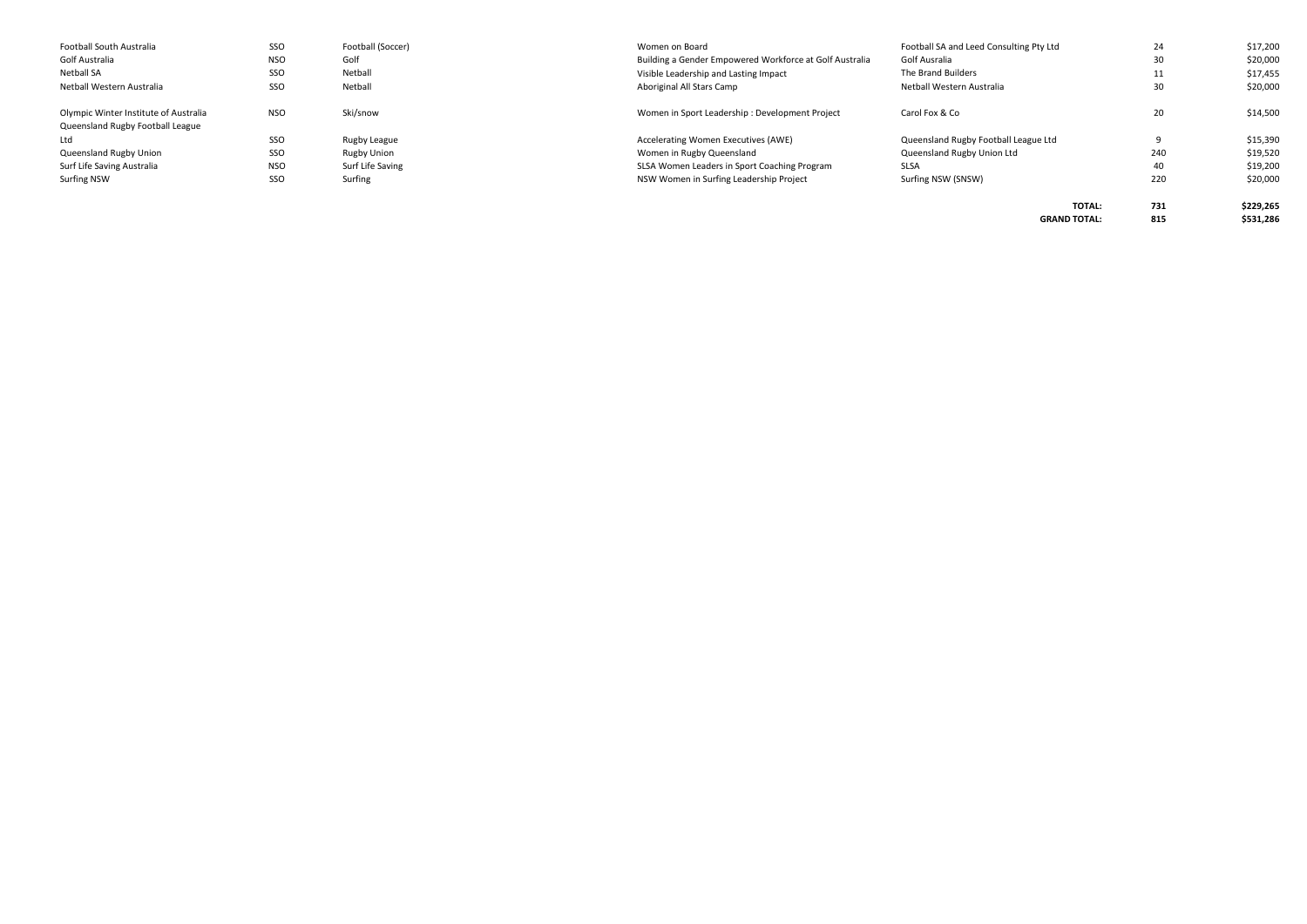| | | | | | | |
|---|---|---|---|---|---|---|
| Football South Australia | SSO | Football (Soccer) | Women on Board | Football SA and Leed Consulting Pty Ltd | 24 | $17,200 |
| Golf Australia | NSO | Golf | Building a Gender Empowered Workforce at Golf Australia | Golf Ausralia | 30 | $20,000 |
| Netball SA | SSO | Netball | Visible Leadership and Lasting Impact | The Brand Builders | 11 | $17,455 |
| Netball Western Australia | SSO | Netball | Aboriginal All Stars Camp | Netball Western Australia | 30 | $20,000 |
| Olympic Winter Institute of Australia | NSO | Ski/snow | Women in Sport Leadership : Development Project | Carol Fox & Co | 20 | $14,500 |
| Queensland Rugby Football League Ltd | SSO | Rugby League | Accelerating Women Executives (AWE) | Queensland Rugby Football League Ltd | 9 | $15,390 |
| Queensland Rugby Union | SSO | Rugby Union | Women in Rugby Queensland | Queensland Rugby Union Ltd | 240 | $19,520 |
| Surf Life Saving Australia | NSO | Surf Life Saving | SLSA Women Leaders in Sport Coaching Program | SLSA | 40 | $19,200 |
| Surfing NSW | SSO | Surfing | NSW Women in Surfing Leadership Project | Surfing NSW (SNSW) | 220 | $20,000 |
| | | | | **TOTAL:** | **731** | **$229,265** |
| | | | | **GRAND TOTAL:** | **815** | **$531,286** |